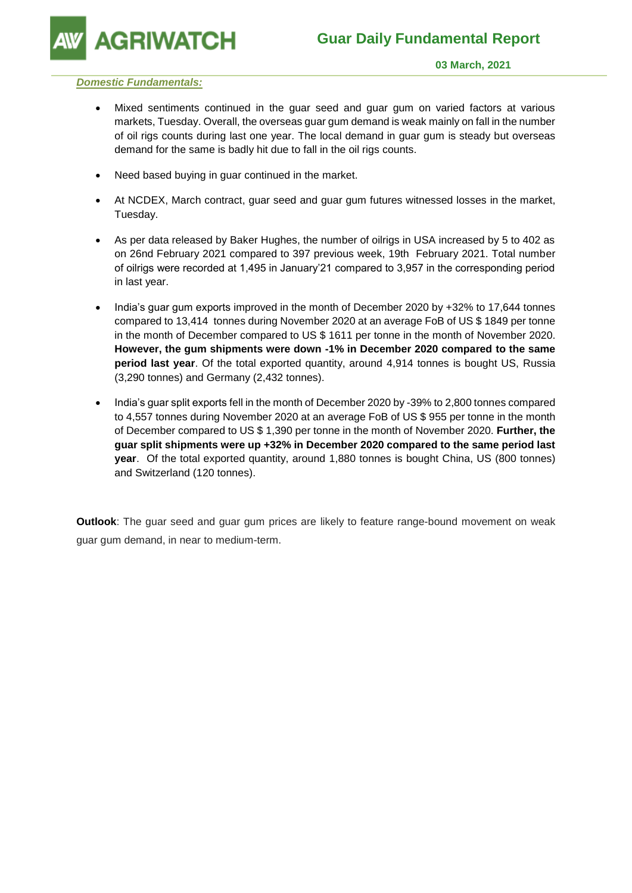# Guar Daily Fundamental Report

**03 March, 2021**

***Domestic Fundamentals:***

- Mixed sentiments continued in the guar seed and guar gum on varied factors at various markets, Tuesday. Overall, the overseas guar gum demand is weak mainly on fall in the number of oil rigs counts during last one year. The local demand in guar gum is steady but overseas demand for the same is badly hit due to fall in the oil rigs counts.
- Need based buying in guar continued in the market.
- At NCDEX, March contract, guar seed and guar gum futures witnessed losses in the market, Tuesday.
- As per data released by Baker Hughes, the number of oilrigs in USA increased by 5 to 402 as on 26nd February 2021 compared to 397 previous week, 19th February 2021. Total number of oilrigs were recorded at 1,495 in January'21 compared to 3,957 in the corresponding period in last year.
- India's guar gum exports improved in the month of December 2020 by +32% to 17,644 tonnes compared to 13,414 tonnes during November 2020 at an average FoB of US $ 1849 per tonne in the month of December compared to US $ 1611 per tonne in the month of November 2020. **However, the gum shipments were down -1% in December 2020 compared to the same period last year**. Of the total exported quantity, around 4,914 tonnes is bought US, Russia (3,290 tonnes) and Germany (2,432 tonnes).
- India's guar split exports fell in the month of December 2020 by -39% to 2,800 tonnes compared to 4,557 tonnes during November 2020 at an average FoB of US $ 955 per tonne in the month of December compared to US $ 1,390 per tonne in the month of November 2020. **Further, the guar split shipments were up +32% in December 2020 compared to the same period last year**. Of the total exported quantity, around 1,880 tonnes is bought China, US (800 tonnes) and Switzerland (120 tonnes).

**Outlook**: The guar seed and guar gum prices are likely to feature range-bound movement on weak guar gum demand, in near to medium-term.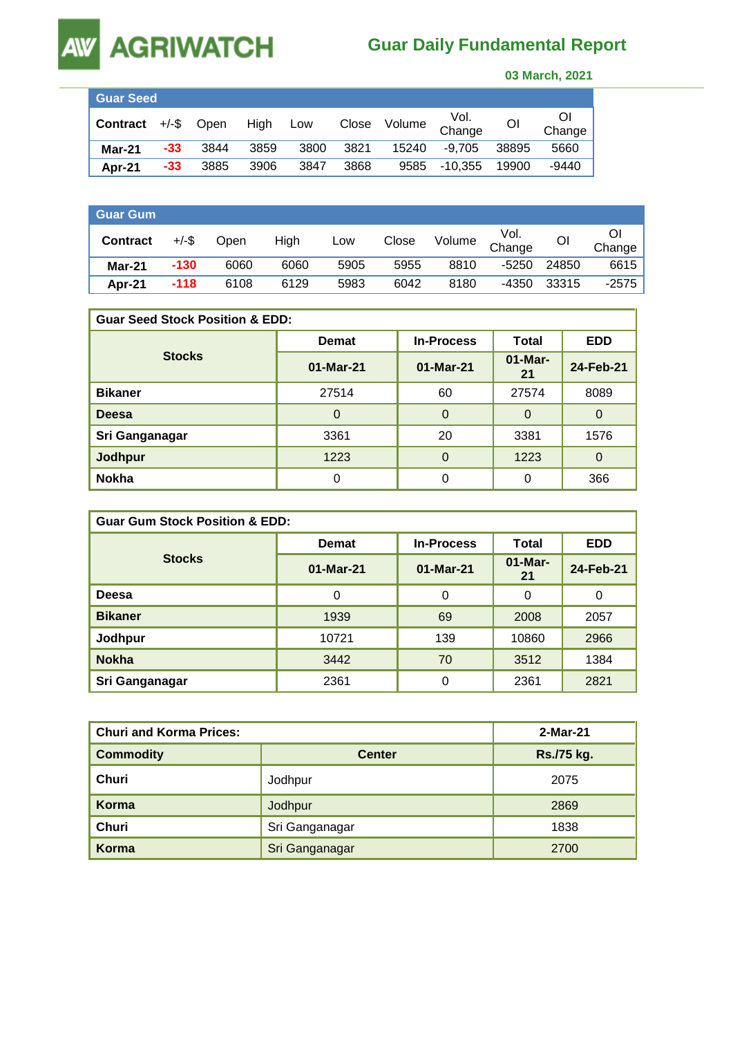# AGRIWATCH

## Guar Daily Fundamental Report

03 March, 2021

**Guar Seed**

| Contract | +/-$ | Open | High | Low | Close | Volume | Vol. Change | OI | OI Change |
|---|---|---|---|---|---|---|---|---|---|
| **Mar-21** | **-33** | 3844 | 3859 | 3800 | 3821 | 15240 | -9,705 | 38895 | 5660 |
| **Apr-21** | **-33** | 3885 | 3906 | 3847 | 3868 | 9585 | -10,355 | 19900 | -9440 |

**Guar Gum**

| Contract | +/-$ | Open | High | Low | Close | Volume | Vol. Change | OI | OI Change |
|---|---|---|---|---|---|---|---|---|---|
| **Mar-21** | **-130** | 6060 | 6060 | 5905 | 5955 | 8810 | -5250 | 24850 | 6615 |
| **Apr-21** | **-118** | 6108 | 6129 | 5983 | 6042 | 8180 | -4350 | 33315 | -2575 |

**Guar Seed Stock Position & EDD:**

| Stocks | Demat | In-Process | Total | EDD |
|---|---|---|---|---|
| | 01-Mar-21 | 01-Mar-21 | 01-Mar-21 | 24-Feb-21 |
| **Bikaner** | 27514 | 60 | 27574 | 8089 |
| **Deesa** | 0 | 0 | 0 | 0 |
| **Sri Ganganagar** | 3361 | 20 | 3381 | 1576 |
| **Jodhpur** | 1223 | 0 | 1223 | 0 |
| **Nokha** | 0 | 0 | 0 | 366 |

**Guar Gum Stock Position & EDD:**

| Stocks | Demat | In-Process | Total | EDD |
|---|---|---|---|---|
| | 01-Mar-21 | 01-Mar-21 | 01-Mar-21 | 24-Feb-21 |
| **Deesa** | 0 | 0 | 0 | 0 |
| **Bikaner** | 1939 | 69 | 2008 | 2057 |
| **Jodhpur** | 10721 | 139 | 10860 | 2966 |
| **Nokha** | 3442 | 70 | 3512 | 1384 |
| **Sri Ganganagar** | 2361 | 0 | 2361 | 2821 |

| Churi and Korma Prices: | | 2-Mar-21 |
|---|---|---|
| **Commodity** | **Center** | **Rs./75 kg.** |
| **Churi** | Jodhpur | 2075 |
| **Korma** | Jodhpur | 2869 |
| **Churi** | Sri Ganganagar | 1838 |
| **Korma** | Sri Ganganagar | 2700 |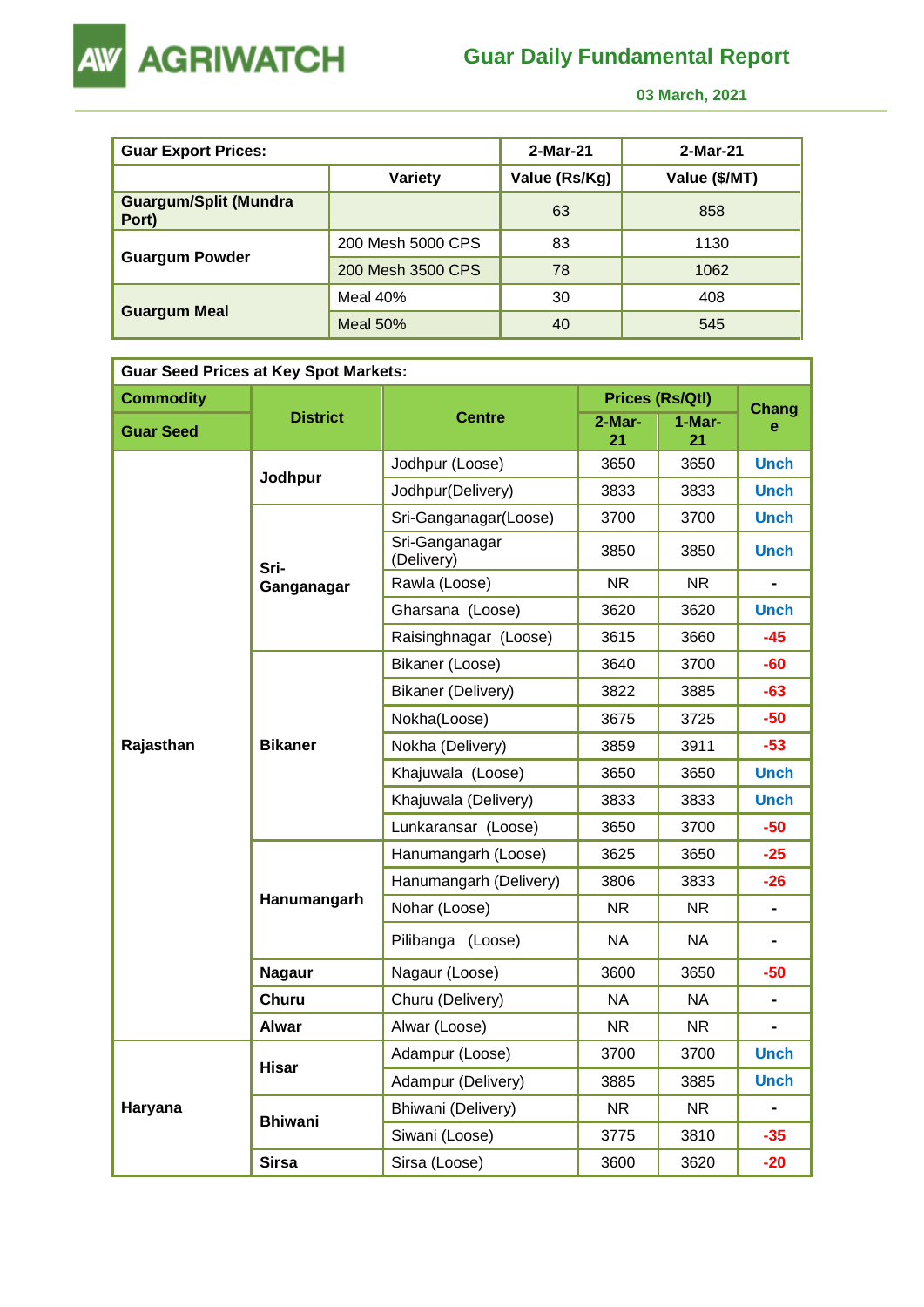# Guar Daily Fundamental Report

**03 March, 2021**

| Guar Export Prices: | | 2-Mar-21 | 2-Mar-21 |
|---|---|---|---|
| | Variety | Value (Rs/Kg) | Value ($/MT) |
| Guargum/Split (Mundra Port) | | 63 | 858 |
| Guargum Powder | 200 Mesh 5000 CPS | 83 | 1130 |
| | 200 Mesh 3500 CPS | 78 | 1062 |
| Guargum Meal | Meal 40% | 30 | 408 |
| | Meal 50% | 40 | 545 |

**Guar Seed Prices at Key Spot Markets:**

| Commodity / Guar Seed | District | Centre | Prices (Rs/Qtl) 2-Mar-21 | Prices (Rs/Qtl) 1-Mar-21 | Change |
|---|---|---|---|---|---|
| Rajasthan | Jodhpur | Jodhpur (Loose) | 3650 | 3650 | Unch |
| | | Jodhpur(Delivery) | 3833 | 3833 | Unch |
| | Sri-Ganganagar | Sri-Ganganagar(Loose) | 3700 | 3700 | Unch |
| | | Sri-Ganganagar (Delivery) | 3850 | 3850 | Unch |
| | | Rawla (Loose) | NR | NR | - |
| | | Gharsana (Loose) | 3620 | 3620 | Unch |
| | | Raisinghnagar (Loose) | 3615 | 3660 | -45 |
| | Bikaner | Bikaner (Loose) | 3640 | 3700 | -60 |
| | | Bikaner (Delivery) | 3822 | 3885 | -63 |
| | | Nokha(Loose) | 3675 | 3725 | -50 |
| | | Nokha (Delivery) | 3859 | 3911 | -53 |
| | | Khajuwala (Loose) | 3650 | 3650 | Unch |
| | | Khajuwala (Delivery) | 3833 | 3833 | Unch |
| | | Lunkaransar (Loose) | 3650 | 3700 | -50 |
| | Hanumangarh | Hanumangarh (Loose) | 3625 | 3650 | -25 |
| | | Hanumangarh (Delivery) | 3806 | 3833 | -26 |
| | | Nohar (Loose) | NR | NR | - |
| | | Pilibanga (Loose) | NA | NA | - |
| | Nagaur | Nagaur (Loose) | 3600 | 3650 | -50 |
| | Churu | Churu (Delivery) | NA | NA | - |
| | Alwar | Alwar (Loose) | NR | NR | - |
| Haryana | Hisar | Adampur (Loose) | 3700 | 3700 | Unch |
| | | Adampur (Delivery) | 3885 | 3885 | Unch |
| | Bhiwani | Bhiwani (Delivery) | NR | NR | - |
| | | Siwani (Loose) | 3775 | 3810 | -35 |
| | Sirsa | Sirsa (Loose) | 3600 | 3620 | -20 |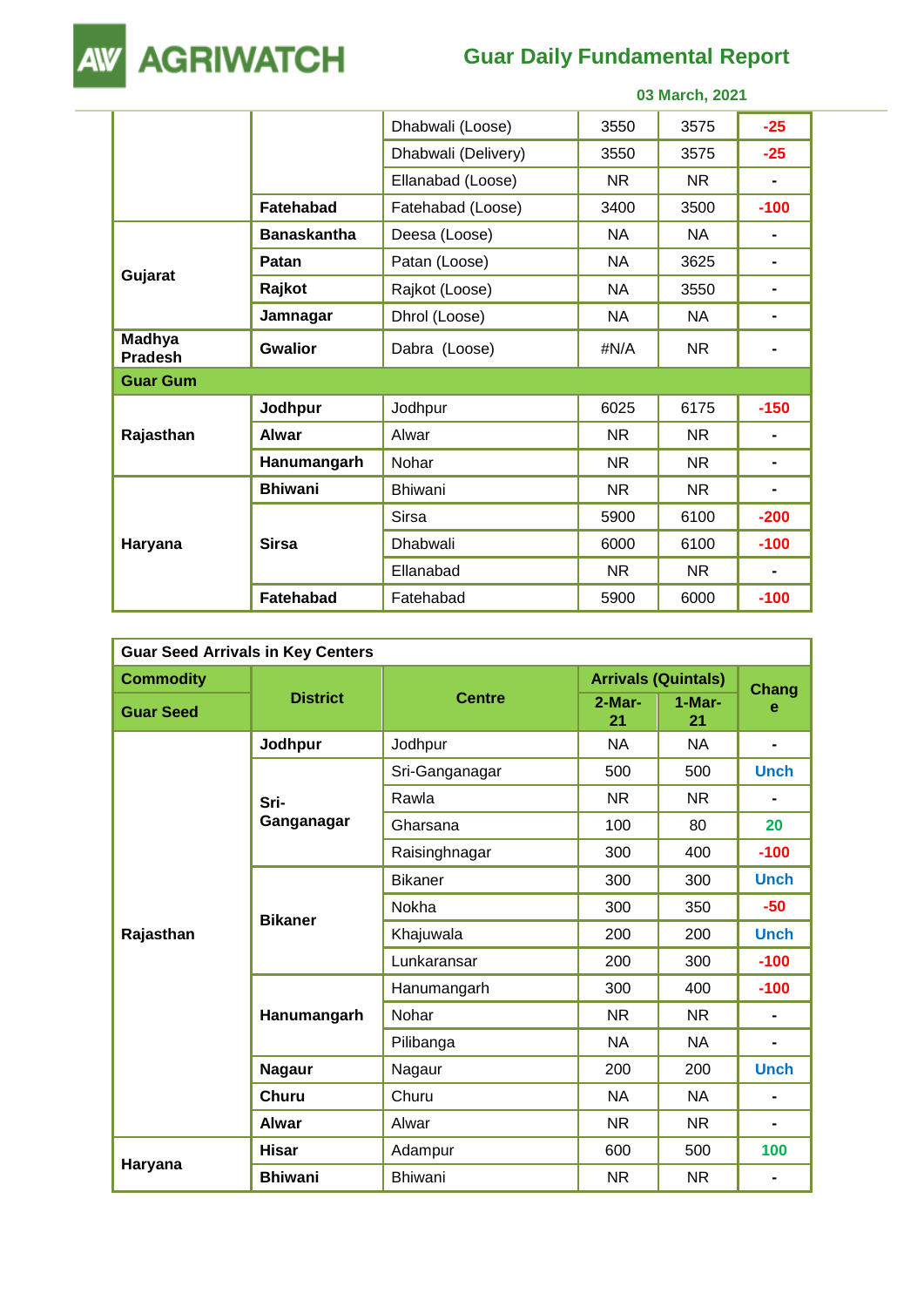| | | | | | |
|---|---|---|---|---|---|
| | | Dhabwali (Loose) | 3550 | 3575 | -25 |
| | | Dhabwali (Delivery) | 3550 | 3575 | -25 |
| | | Ellanabad (Loose) | NR | NR | - |
| | Fatehabad | Fatehabad (Loose) | 3400 | 3500 | -100 |
| Gujarat | Banaskantha | Deesa (Loose) | NA | NA | - |
| | Patan | Patan (Loose) | NA | 3625 | - |
| | Rajkot | Rajkot (Loose) | NA | 3550 | - |
| | Jamnagar | Dhrol (Loose) | NA | NA | - |
| Madhya Pradesh | Gwalior | Dabra (Loose) | #N/A | NR | - |
| **Guar Gum** | | | | | |
| Rajasthan | Jodhpur | Jodhpur | 6025 | 6175 | -150 |
| | Alwar | Alwar | NR | NR | - |
| | Hanumangarh | Nohar | NR | NR | - |
| Haryana | Bhiwani | Bhiwani | NR | NR | - |
| | Sirsa | Sirsa | 5900 | 6100 | -200 |
| | | Dhabwali | 6000 | 6100 | -100 |
| | | Ellanabad | NR | NR | - |
| | Fatehabad | Fatehabad | 5900 | 6000 | -100 |

**Guar Seed Arrivals in Key Centers**

| Commodity | District | Centre | Arrivals (Quintals) | | Change |
|---|---|---|---|---|---|
| Guar Seed | | | 2-Mar-21 | 1-Mar-21 | |
| Rajasthan | Jodhpur | Jodhpur | NA | NA | - |
| | Sri-Ganganagar | Sri-Ganganagar | 500 | 500 | Unch |
| | | Rawla | NR | NR | - |
| | | Gharsana | 100 | 80 | 20 |
| | | Raisinghnagar | 300 | 400 | -100 |
| | Bikaner | Bikaner | 300 | 300 | Unch |
| | | Nokha | 300 | 350 | -50 |
| | | Khajuwala | 200 | 200 | Unch |
| | | Lunkaransar | 200 | 300 | -100 |
| | Hanumangarh | Hanumangarh | 300 | 400 | -100 |
| | | Nohar | NR | NR | - |
| | | Pilibanga | NA | NA | - |
| | Nagaur | Nagaur | 200 | 200 | Unch |
| | Churu | Churu | NA | NA | - |
| | Alwar | Alwar | NR | NR | - |
| Haryana | Hisar | Adampur | 600 | 500 | 100 |
| | Bhiwani | Bhiwani | NR | NR | - |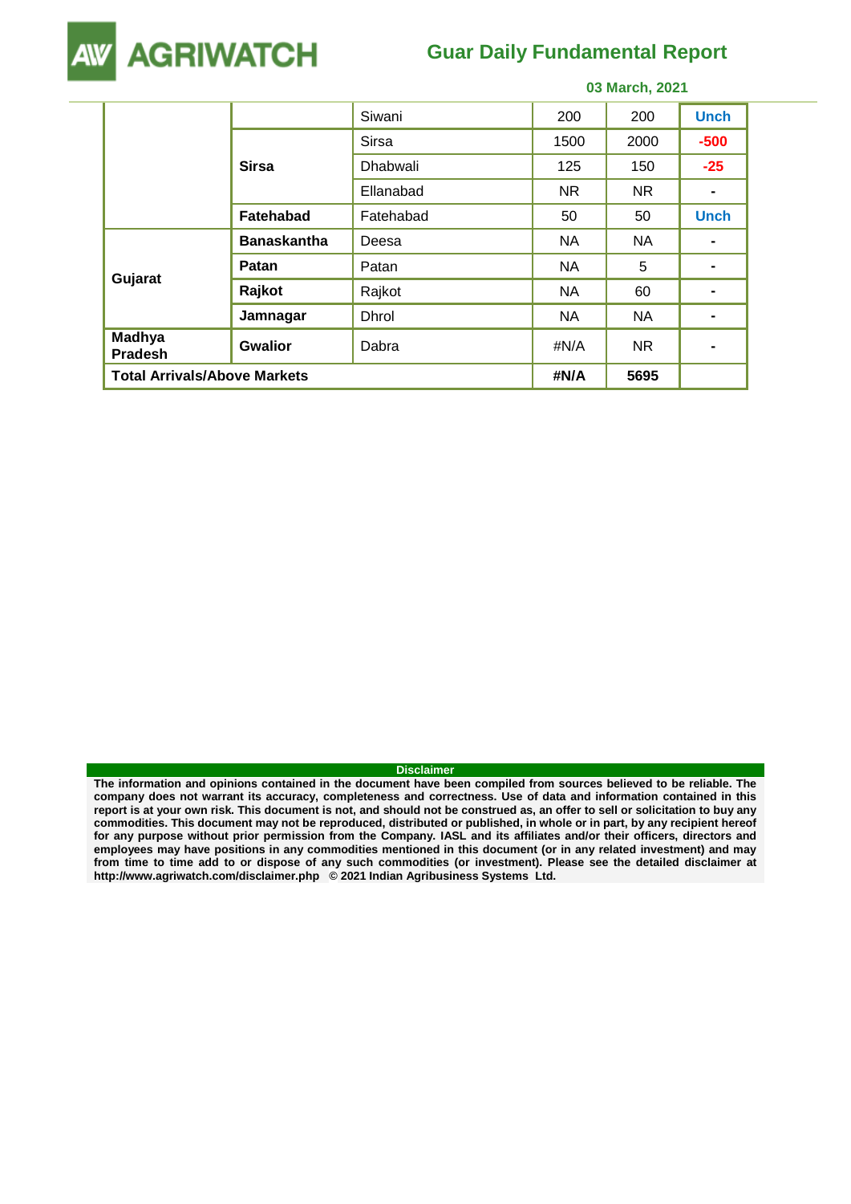| | | | | | |
|---|---|---|---|---|---|
| | | Siwani | 200 | 200 | Unch |
| | Sirsa | Sirsa | 1500 | 2000 | -500 |
| | | Dhabwali | 125 | 150 | -25 |
| | | Ellanabad | NR | NR | - |
| | Fatehabad | Fatehabad | 50 | 50 | Unch |
| Gujarat | Banaskantha | Deesa | NA | NA | - |
| | Patan | Patan | NA | 5 | - |
| | Rajkot | Rajkot | NA | 60 | - |
| | Jamnagar | Dhrol | NA | NA | - |
| Madhya Pradesh | Gwalior | Dabra | #N/A | NR | - |
| **Total Arrivals/Above Markets** | | | **#N/A** | **5695** | |

**Disclaimer**

**The information and opinions contained in the document have been compiled from sources believed to be reliable. The company does not warrant its accuracy, completeness and correctness. Use of data and information contained in this report is at your own risk. This document is not, and should not be construed as, an offer to sell or solicitation to buy any commodities. This document may not be reproduced, distributed or published, in whole or in part, by any recipient hereof for any purpose without prior permission from the Company. IASL and its affiliates and/or their officers, directors and employees may have positions in any commodities mentioned in this document (or in any related investment) and may from time to time add to or dispose of any such commodities (or investment). Please see the detailed disclaimer at http://www.agriwatch.com/disclaimer.php © 2021 Indian Agribusiness Systems Ltd.**